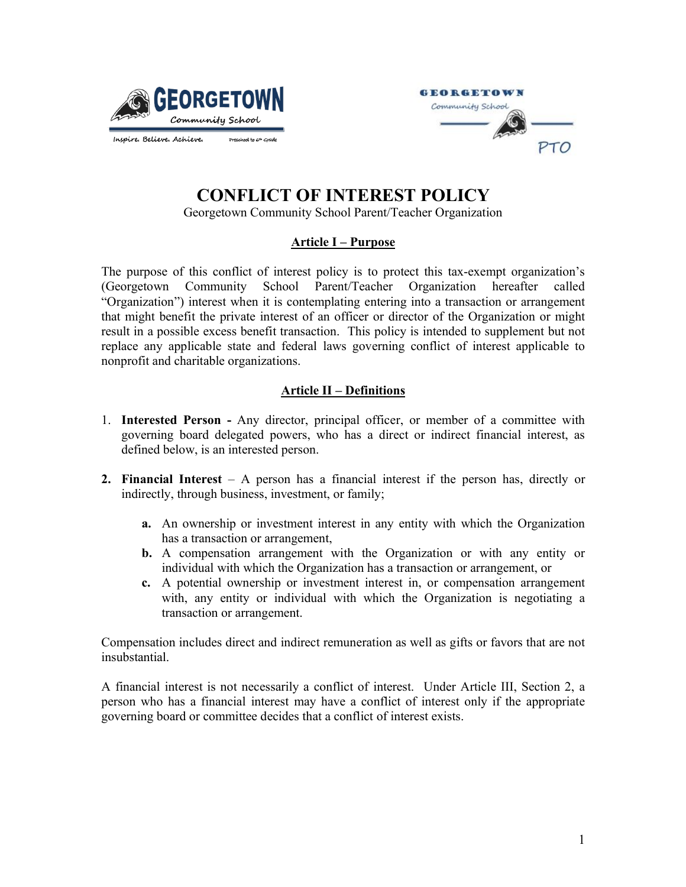# CONFLICT OF INTEREST POLICY

Georgetown Community School Parent/Teacher Organization

## Article I – Purpose

The purpose of this conflict of interest policy is to protect this tax-exempt organization's (Georgetown Community School Parent/Teacher Organization hereafter called "Organization") interest when it is contemplating entering into a transaction or arrangement that might benefit the private interest of an officer or director of the Organization or might result in a possible excess benefit transaction. This policy is intended to supplement but not replace any applicable state and federal laws governing conflict of interest applicable to nonprofit and charitable organizations.

## Article II – Definitions

1. **Interested Person -** Any director, principal officer, or member of a committee with governing board delegated powers, who has a direct or indirect financial interest, as defined below, is an interested person.

2. **Financial Interest** – A person has a financial interest if the person has, directly or indirectly, through business, investment, or family;

   a. An ownership or investment interest in any entity with which the Organization has a transaction or arrangement,
   b. A compensation arrangement with the Organization or with any entity or individual with which the Organization has a transaction or arrangement, or
   c. A potential ownership or investment interest in, or compensation arrangement with, any entity or individual with which the Organization is negotiating a transaction or arrangement.

Compensation includes direct and indirect remuneration as well as gifts or favors that are not insubstantial.

A financial interest is not necessarily a conflict of interest. Under Article III, Section 2, a person who has a financial interest may have a conflict of interest only if the appropriate governing board or committee decides that a conflict of interest exists.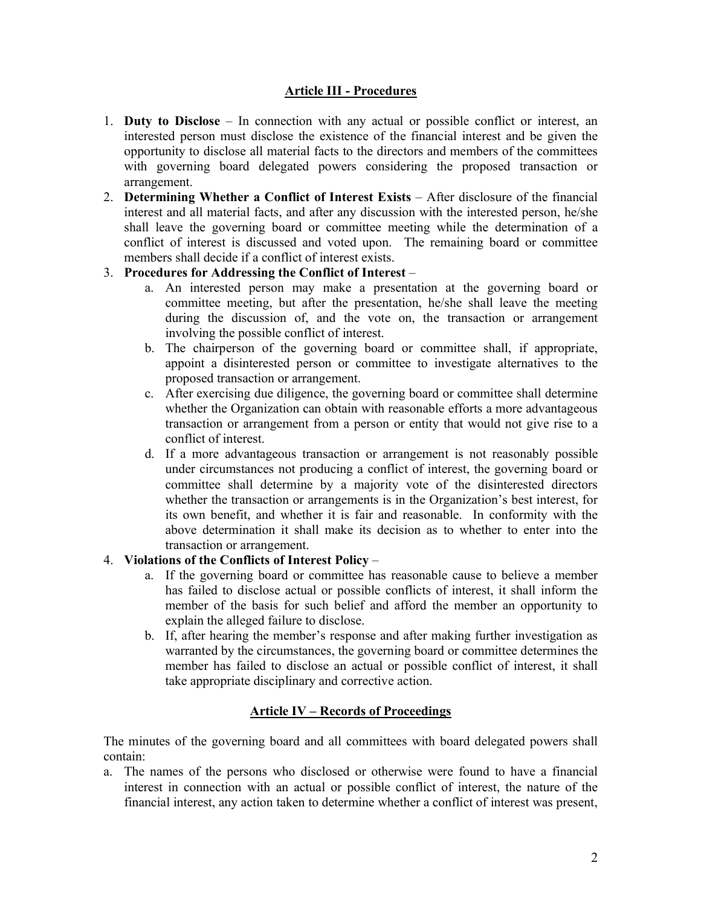## Article III - Procedures

1. **Duty to Disclose** – In connection with any actual or possible conflict or interest, an interested person must disclose the existence of the financial interest and be given the opportunity to disclose all material facts to the directors and members of the committees with governing board delegated powers considering the proposed transaction or arrangement.
2. **Determining Whether a Conflict of Interest Exists** – After disclosure of the financial interest and all material facts, and after any discussion with the interested person, he/she shall leave the governing board or committee meeting while the determination of a conflict of interest is discussed and voted upon. The remaining board or committee members shall decide if a conflict of interest exists.
3. **Procedures for Addressing the Conflict of Interest** –
   a. An interested person may make a presentation at the governing board or committee meeting, but after the presentation, he/she shall leave the meeting during the discussion of, and the vote on, the transaction or arrangement involving the possible conflict of interest.
   b. The chairperson of the governing board or committee shall, if appropriate, appoint a disinterested person or committee to investigate alternatives to the proposed transaction or arrangement.
   c. After exercising due diligence, the governing board or committee shall determine whether the Organization can obtain with reasonable efforts a more advantageous transaction or arrangement from a person or entity that would not give rise to a conflict of interest.
   d. If a more advantageous transaction or arrangement is not reasonably possible under circumstances not producing a conflict of interest, the governing board or committee shall determine by a majority vote of the disinterested directors whether the transaction or arrangements is in the Organization's best interest, for its own benefit, and whether it is fair and reasonable. In conformity with the above determination it shall make its decision as to whether to enter into the transaction or arrangement.
4. **Violations of the Conflicts of Interest Policy** –
   a. If the governing board or committee has reasonable cause to believe a member has failed to disclose actual or possible conflicts of interest, it shall inform the member of the basis for such belief and afford the member an opportunity to explain the alleged failure to disclose.
   b. If, after hearing the member's response and after making further investigation as warranted by the circumstances, the governing board or committee determines the member has failed to disclose an actual or possible conflict of interest, it shall take appropriate disciplinary and corrective action.

## Article IV – Records of Proceedings

The minutes of the governing board and all committees with board delegated powers shall contain:

a. The names of the persons who disclosed or otherwise were found to have a financial interest in connection with an actual or possible conflict of interest, the nature of the financial interest, any action taken to determine whether a conflict of interest was present,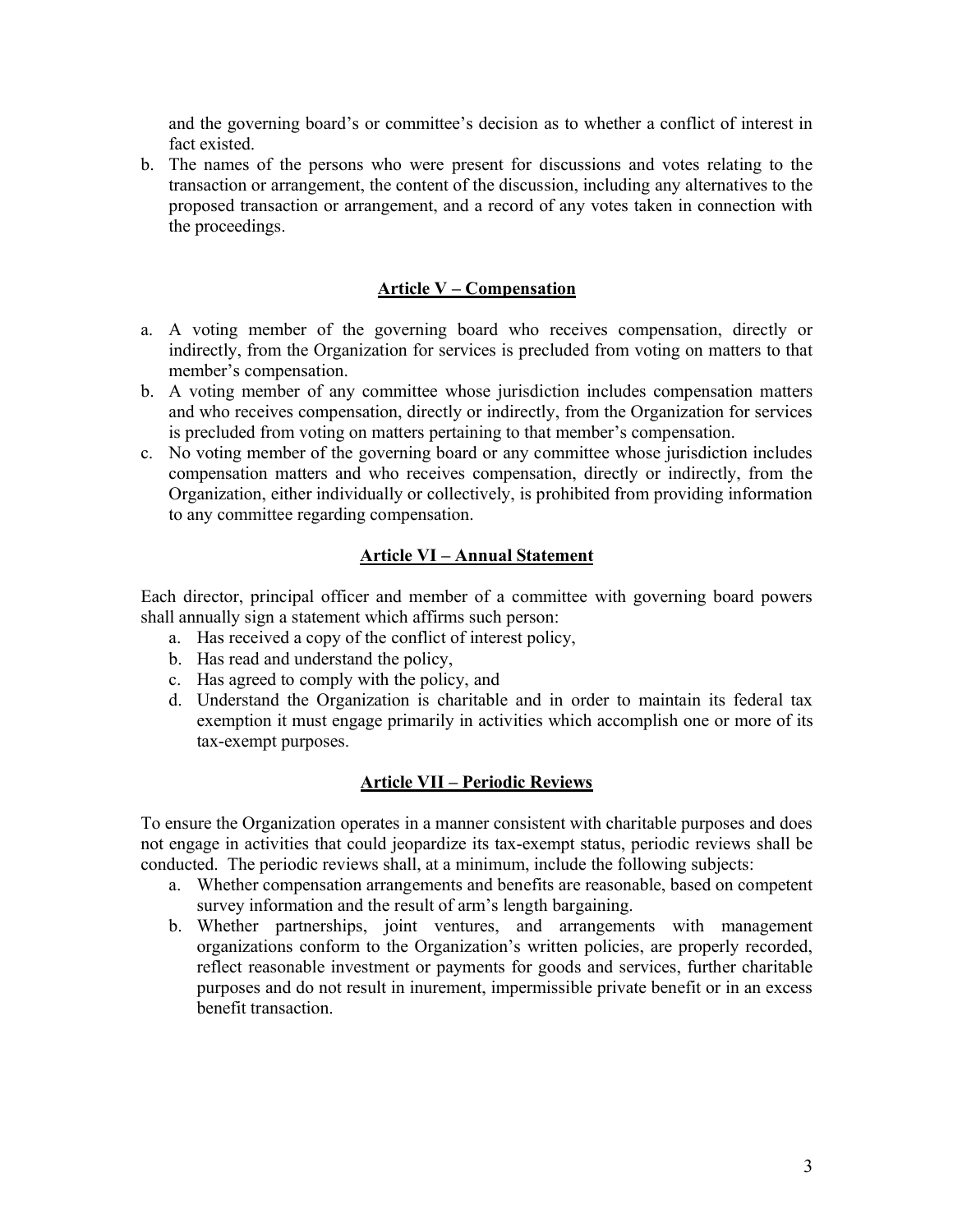and the governing board's or committee's decision as to whether a conflict of interest in fact existed.

b. The names of the persons who were present for discussions and votes relating to the transaction or arrangement, the content of the discussion, including any alternatives to the proposed transaction or arrangement, and a record of any votes taken in connection with the proceedings.

## Article V – Compensation

a. A voting member of the governing board who receives compensation, directly or indirectly, from the Organization for services is precluded from voting on matters to that member's compensation.
b. A voting member of any committee whose jurisdiction includes compensation matters and who receives compensation, directly or indirectly, from the Organization for services is precluded from voting on matters pertaining to that member's compensation.
c. No voting member of the governing board or any committee whose jurisdiction includes compensation matters and who receives compensation, directly or indirectly, from the Organization, either individually or collectively, is prohibited from providing information to any committee regarding compensation.

## Article VI – Annual Statement

Each director, principal officer and member of a committee with governing board powers shall annually sign a statement which affirms such person:

a. Has received a copy of the conflict of interest policy,
b. Has read and understand the policy,
c. Has agreed to comply with the policy, and
d. Understand the Organization is charitable and in order to maintain its federal tax exemption it must engage primarily in activities which accomplish one or more of its tax-exempt purposes.

## Article VII – Periodic Reviews

To ensure the Organization operates in a manner consistent with charitable purposes and does not engage in activities that could jeopardize its tax-exempt status, periodic reviews shall be conducted. The periodic reviews shall, at a minimum, include the following subjects:

a. Whether compensation arrangements and benefits are reasonable, based on competent survey information and the result of arm's length bargaining.
b. Whether partnerships, joint ventures, and arrangements with management organizations conform to the Organization's written policies, are properly recorded, reflect reasonable investment or payments for goods and services, further charitable purposes and do not result in inurement, impermissible private benefit or in an excess benefit transaction.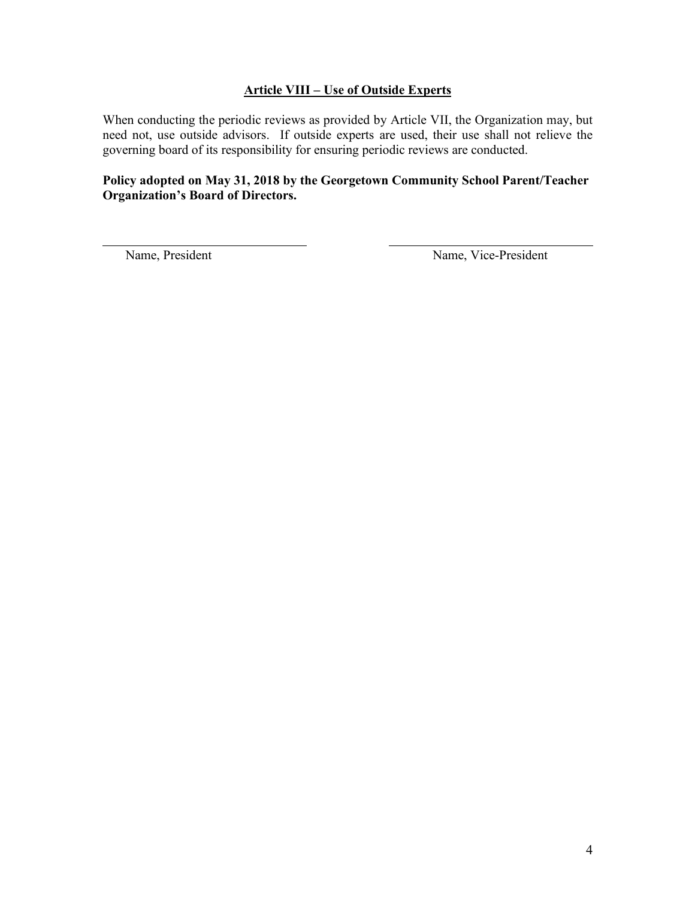## Article VIII – Use of Outside Experts

When conducting the periodic reviews as provided by Article VII, the Organization may, but need not, use outside advisors. If outside experts are used, their use shall not relieve the governing board of its responsibility for ensuring periodic reviews are conducted.

**Policy adopted on May 31, 2018 by the Georgetown Community School Parent/Teacher Organization's Board of Directors.**

| | |
|---|---|
| \_\_\_\_\_\_\_\_\_\_\_\_\_\_\_\_\_\_\_\_\_\_\_\_\_\_\_\_ | \_\_\_\_\_\_\_\_\_\_\_\_\_\_\_\_\_\_\_\_\_\_\_\_\_\_\_\_ |
| Name, President | Name, Vice-President |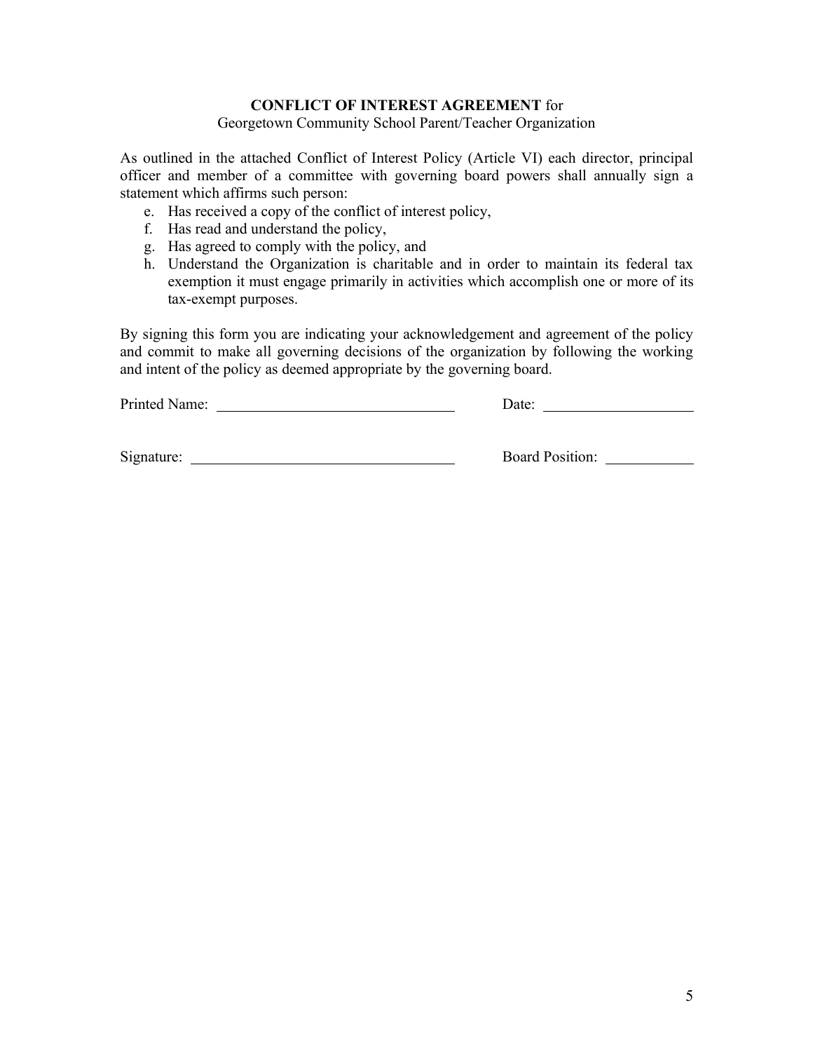**CONFLICT OF INTEREST AGREEMENT** for
Georgetown Community School Parent/Teacher Organization

As outlined in the attached Conflict of Interest Policy (Article VI) each director, principal officer and member of a committee with governing board powers shall annually sign a statement which affirms such person:

e. Has received a copy of the conflict of interest policy,
f. Has read and understand the policy,
g. Has agreed to comply with the policy, and
h. Understand the Organization is charitable and in order to maintain its federal tax exemption it must engage primarily in activities which accomplish one or more of its tax-exempt purposes.

By signing this form you are indicating your acknowledgement and agreement of the policy and commit to make all governing decisions of the organization by following the working and intent of the policy as deemed appropriate by the governing board.

Printed Name: ______________________________ Date: ____________________

Signature: __________________________________ Board Position: ___________